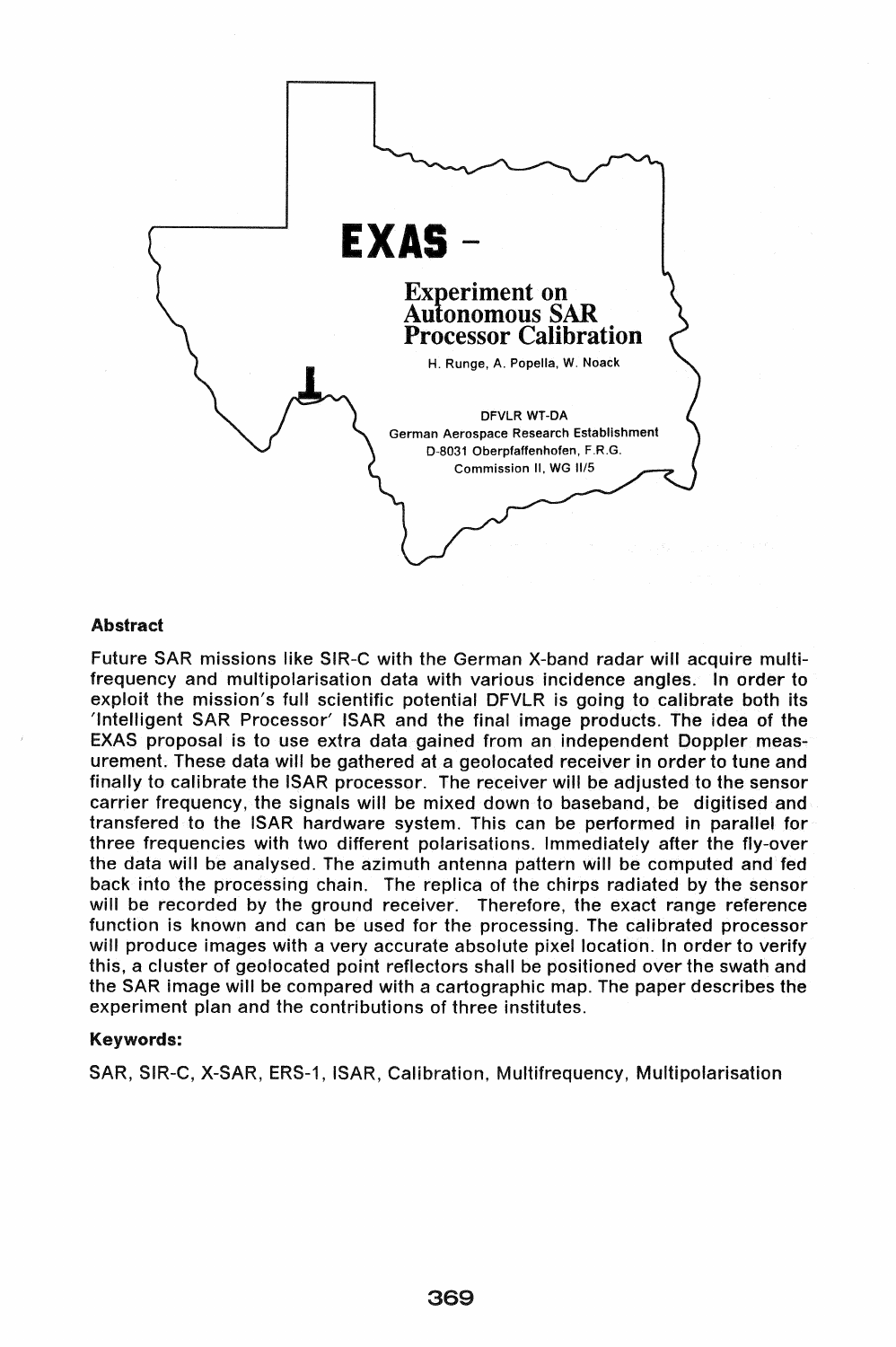# EXAS -

## Experiment on Autonomous SAR Processor Calibration

H. Runge, A. Popella, W. Noack

DFVLR WT-DA
German Aerospace Research Establishment
D-8031 Oberpfaffenhofen, F.R.G.
Commission II, WG II/5

**Abstract**

Future SAR missions like SIR-C with the German X-band radar will acquire multi-frequency and multipolarisation data with various incidence angles. In order to exploit the mission's full scientific potential DFVLR is going to calibrate both its 'Intelligent SAR Processor' ISAR and the final image products. The idea of the EXAS proposal is to use extra data gained from an independent Doppler measurement. These data will be gathered at a geolocated receiver in order to tune and finally to calibrate the ISAR processor. The receiver will be adjusted to the sensor carrier frequency, the signals will be mixed down to baseband, be digitised and transfered to the ISAR hardware system. This can be performed in parallel for three frequencies with two different polarisations. Immediately after the fly-over the data will be analysed. The azimuth antenna pattern will be computed and fed back into the processing chain. The replica of the chirps radiated by the sensor will be recorded by the ground receiver. Therefore, the exact range reference function is known and can be used for the processing. The calibrated processor will produce images with a very accurate absolute pixel location. In order to verify this, a cluster of geolocated point reflectors shall be positioned over the swath and the SAR image will be compared with a cartographic map. The paper describes the experiment plan and the contributions of three institutes.

**Keywords:**

SAR, SIR-C, X-SAR, ERS-1, ISAR, Calibration, Multifrequency, Multipolarisation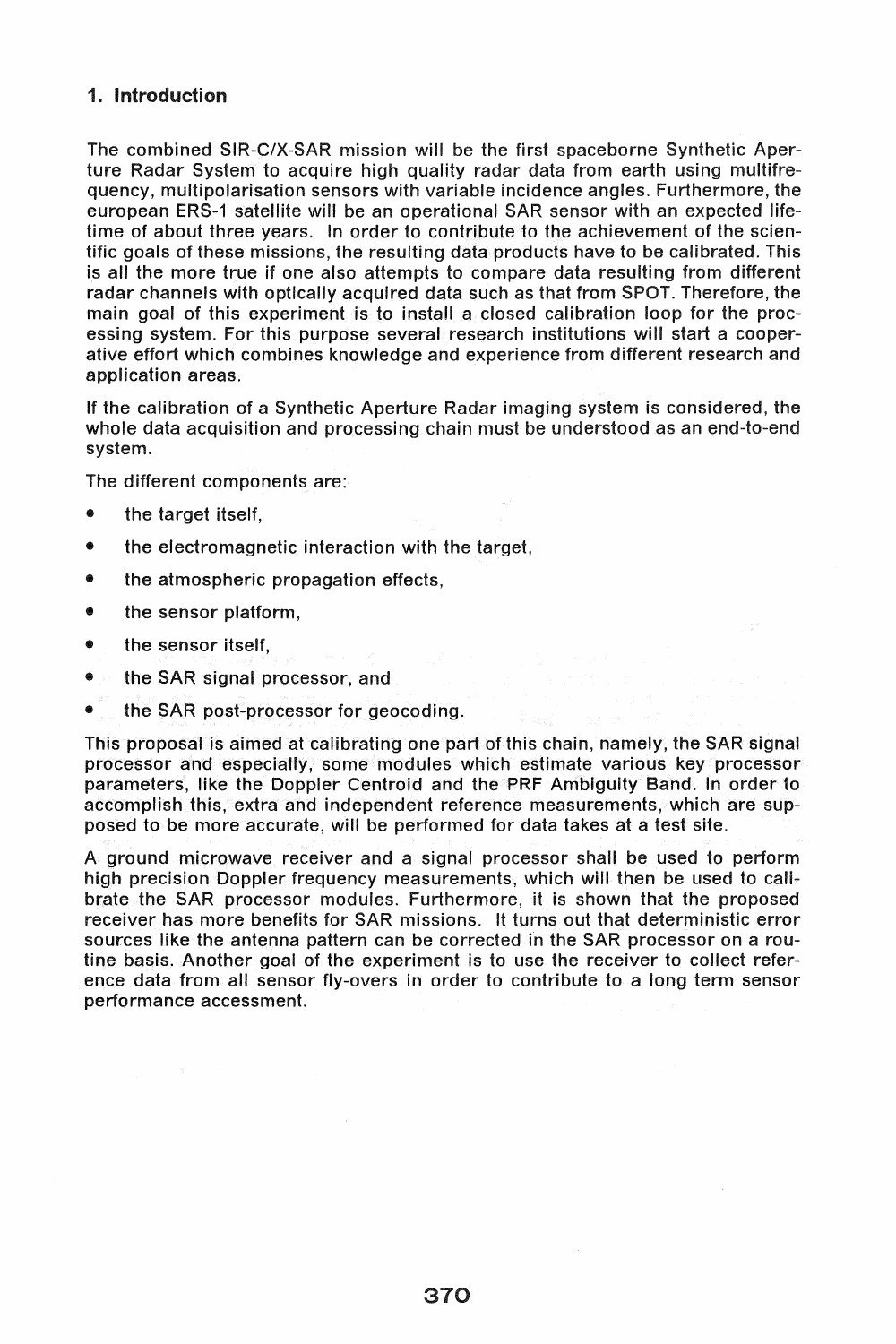## 1. Introduction

The combined SIR-C/X-SAR mission will be the first spaceborne Synthetic Aperture Radar System to acquire high quality radar data from earth using multifrequency, multipolarisation sensors with variable incidence angles. Furthermore, the european ERS-1 satellite will be an operational SAR sensor with an expected lifetime of about three years. In order to contribute to the achievement of the scientific goals of these missions, the resulting data products have to be calibrated. This is all the more true if one also attempts to compare data resulting from different radar channels with optically acquired data such as that from SPOT. Therefore, the main goal of this experiment is to install a closed calibration loop for the processing system. For this purpose several research institutions will start a cooperative effort which combines knowledge and experience from different research and application areas.

If the calibration of a Synthetic Aperture Radar imaging system is considered, the whole data acquisition and processing chain must be understood as an end-to-end system.

The different components are:

- the target itself,
- the electromagnetic interaction with the target,
- the atmospheric propagation effects,
- the sensor platform,
- the sensor itself,
- the SAR signal processor, and
- the SAR post-processor for geocoding.

This proposal is aimed at calibrating one part of this chain, namely, the SAR signal processor and especially, some modules which estimate various key processor parameters, like the Doppler Centroid and the PRF Ambiguity Band. In order to accomplish this, extra and independent reference measurements, which are supposed to be more accurate, will be performed for data takes at a test site.

A ground microwave receiver and a signal processor shall be used to perform high precision Doppler frequency measurements, which will then be used to calibrate the SAR processor modules. Furthermore, it is shown that the proposed receiver has more benefits for SAR missions. It turns out that deterministic error sources like the antenna pattern can be corrected in the SAR processor on a routine basis. Another goal of the experiment is to use the receiver to collect reference data from all sensor fly-overs in order to contribute to a long term sensor performance accessment.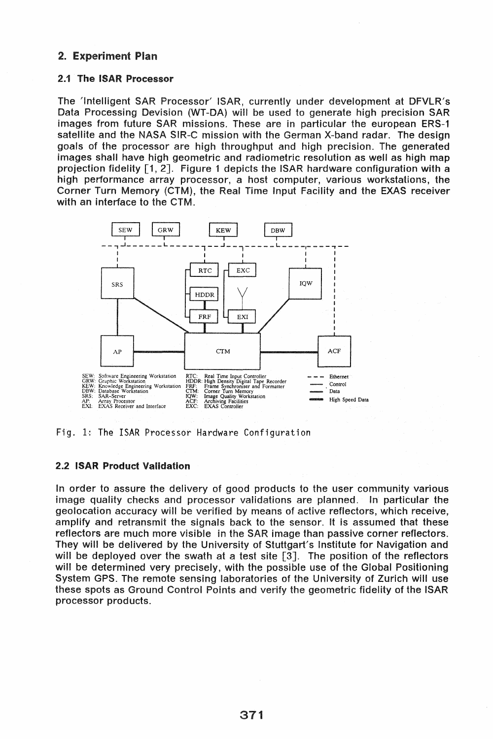## 2. Experiment Plan

### 2.1 The ISAR Processor

The 'Intelligent SAR Processor' ISAR, currently under development at DFVLR's Data Processing Devision (WT-DA) will be used to generate high precision SAR images from future SAR missions. These are in particular the european ERS-1 satellite and the NASA SIR-C mission with the German X-band radar. The design goals of the processor are high throughput and high precision. The generated images shall have high geometric and radiometric resolution as well as high map projection fidelity [1, 2]. Figure 1 depicts the ISAR hardware configuration with a high performance array processor, a host computer, various workstations, the Corner Turn Memory (CTM), the Real Time Input Facility and the EXAS receiver with an interface to the CTM.

Fig. 1: The ISAR Processor Hardware Configuration

### 2.2 ISAR Product Validation

In order to assure the delivery of good products to the user community various image quality checks and processor validations are planned. In particular the geolocation accuracy will be verified by means of active reflectors, which receive, amplify and retransmit the signals back to the sensor. It is assumed that these reflectors are much more visible in the SAR image than passive corner reflectors. They will be delivered by the University of Stuttgart's Institute for Navigation and will be deployed over the swath at a test site [3]. The position of the reflectors will be determined very precisely, with the possible use of the Global Positioning System GPS. The remote sensing laboratories of the University of Zurich will use these spots as Ground Control Points and verify the geometric fidelity of the ISAR processor products.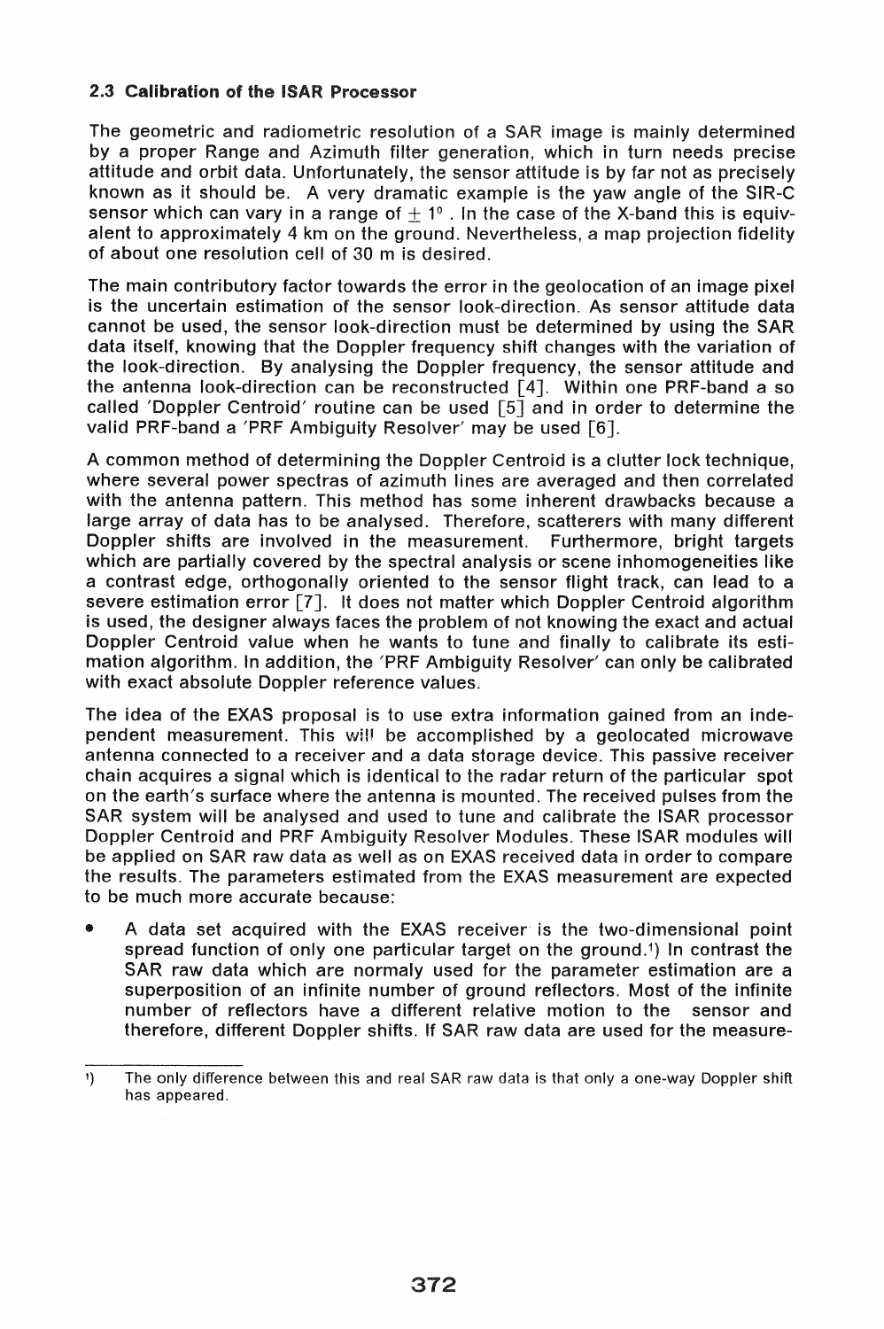### 2.3 Calibration of the ISAR Processor

The geometric and radiometric resolution of a SAR image is mainly determined by a proper Range and Azimuth filter generation, which in turn needs precise attitude and orbit data. Unfortunately, the sensor attitude is by far not as precisely known as it should be. A very dramatic example is the yaw angle of the SIR-C sensor which can vary in a range of $\pm 1°$. In the case of the X-band this is equivalent to approximately 4 km on the ground. Nevertheless, a map projection fidelity of about one resolution cell of 30 m is desired.

The main contributory factor towards the error in the geolocation of an image pixel is the uncertain estimation of the sensor look-direction. As sensor attitude data cannot be used, the sensor look-direction must be determined by using the SAR data itself, knowing that the Doppler frequency shift changes with the variation of the look-direction. By analysing the Doppler frequency, the sensor attitude and the antenna look-direction can be reconstructed [4]. Within one PRF-band a so called 'Doppler Centroid' routine can be used [5] and in order to determine the valid PRF-band a 'PRF Ambiguity Resolver' may be used [6].

A common method of determining the Doppler Centroid is a clutter lock technique, where several power spectras of azimuth lines are averaged and then correlated with the antenna pattern. This method has some inherent drawbacks because a large array of data has to be analysed. Therefore, scatterers with many different Doppler shifts are involved in the measurement. Furthermore, bright targets which are partially covered by the spectral analysis or scene inhomogeneities like a contrast edge, orthogonally oriented to the sensor flight track, can lead to a severe estimation error [7]. It does not matter which Doppler Centroid algorithm is used, the designer always faces the problem of not knowing the exact and actual Doppler Centroid value when he wants to tune and finally to calibrate its estimation algorithm. In addition, the 'PRF Ambiguity Resolver' can only be calibrated with exact absolute Doppler reference values.

The idea of the EXAS proposal is to use extra information gained from an independent measurement. This will be accomplished by a geolocated microwave antenna connected to a receiver and a data storage device. This passive receiver chain acquires a signal which is identical to the radar return of the particular spot on the earth's surface where the antenna is mounted. The received pulses from the SAR system will be analysed and used to tune and calibrate the ISAR processor Doppler Centroid and PRF Ambiguity Resolver Modules. These ISAR modules will be applied on SAR raw data as well as on EXAS received data in order to compare the results. The parameters estimated from the EXAS measurement are expected to be much more accurate because:

- A data set acquired with the EXAS receiver is the two-dimensional point spread function of only one particular target on the ground.[1]) In contrast the SAR raw data which are normaly used for the parameter estimation are a superposition of an infinite number of ground reflectors. Most of the infinite number of reflectors have a different relative motion to the sensor and therefore, different Doppler shifts. If SAR raw data are used for the measure-

---

[1]) The only difference between this and real SAR raw data is that only a one-way Doppler shift has appeared.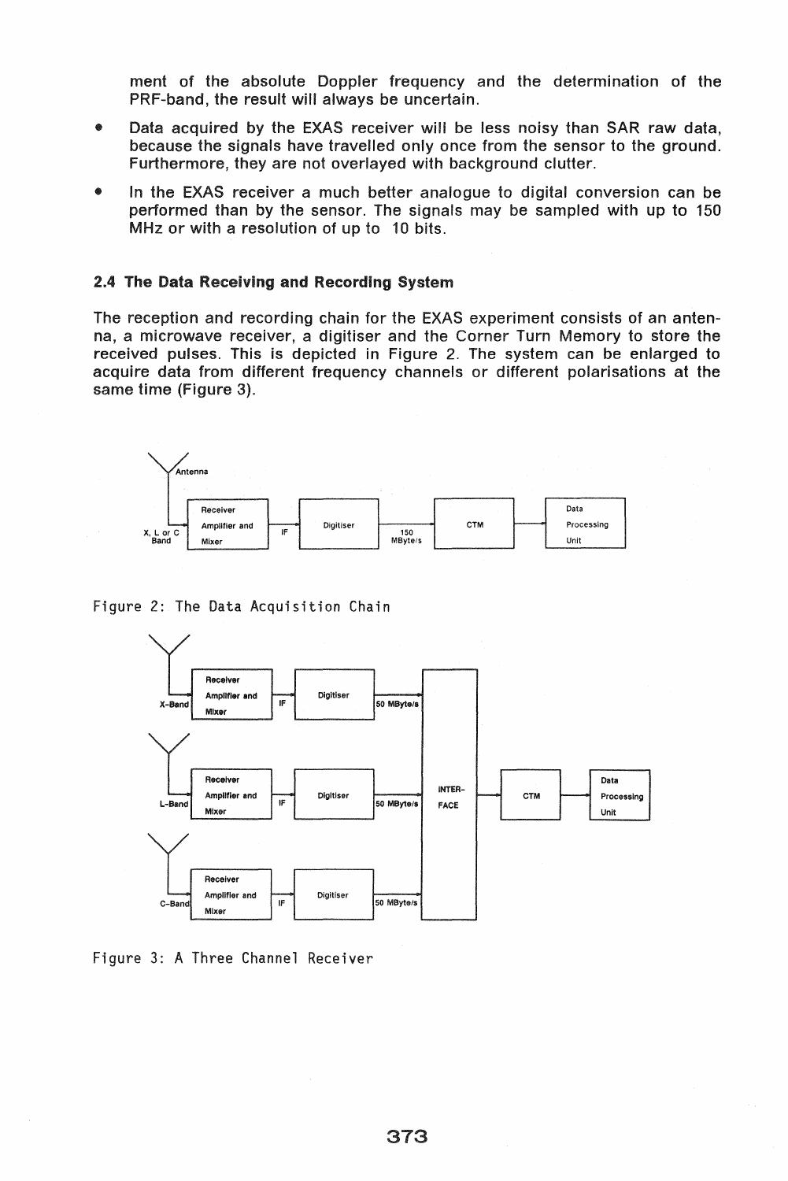ment of the absolute Doppler frequency and the determination of the PRF-band, the result will always be uncertain.

- Data acquired by the EXAS receiver will be less noisy than SAR raw data, because the signals have travelled only once from the sensor to the ground. Furthermore, they are not overlayed with background clutter.
- In the EXAS receiver a much better analogue to digital conversion can be performed than by the sensor. The signals may be sampled with up to 150 MHz or with a resolution of up to 10 bits.

### 2.4 The Data Receiving and Recording System

The reception and recording chain for the EXAS experiment consists of an antenna, a microwave receiver, a digitiser and the Corner Turn Memory to store the received pulses. This is depicted in Figure 2. The system can be enlarged to acquire data from different frequency channels or different polarisations at the same time (Figure 3).

Figure 2: The Data Acquisition Chain

Figure 3: A Three Channel Receiver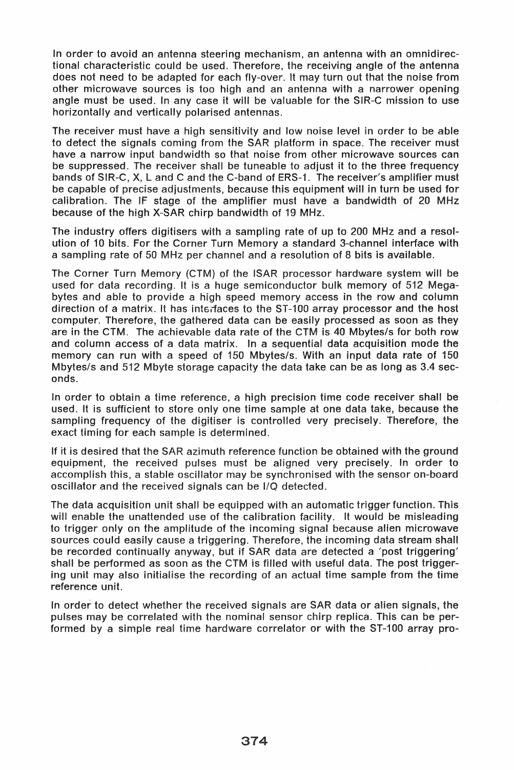In order to avoid an antenna steering mechanism, an antenna with an omnidirectional characteristic could be used. Therefore, the receiving angle of the antenna does not need to be adapted for each fly-over. It may turn out that the noise from other microwave sources is too high and an antenna with a narrower opening angle must be used. In any case it will be valuable for the SIR-C mission to use horizontally and vertically polarised antennas.

The receiver must have a high sensitivity and low noise level in order to be able to detect the signals coming from the SAR platform in space. The receiver must have a narrow input bandwidth so that noise from other microwave sources can be suppressed. The receiver shall be tuneable to adjust it to the three frequency bands of SIR-C, X, L and C and the C-band of ERS-1. The receiver's amplifier must be capable of precise adjustments, because this equipment will in turn be used for calibration. The IF stage of the amplifier must have a bandwidth of 20 MHz because of the high X-SAR chirp bandwidth of 19 MHz.

The industry offers digitisers with a sampling rate of up to 200 MHz and a resolution of 10 bits. For the Corner Turn Memory a standard 3-channel interface with a sampling rate of 50 MHz per channel and a resolution of 8 bits is available.

The Corner Turn Memory (CTM) of the ISAR processor hardware system will be used for data recording. It is a huge semiconductor bulk memory of 512 Megabytes and able to provide a high speed memory access in the row and column direction of a matrix. It has interfaces to the ST-100 array processor and the host computer. Therefore, the gathered data can be easily processed as soon as they are in the CTM. The achievable data rate of the CTM is 40 Mbytes/s for both row and column access of a data matrix. In a sequential data acquisition mode the memory can run with a speed of 150 Mbytes/s. With an input data rate of 150 Mbytes/s and 512 Mbyte storage capacity the data take can be as long as 3.4 seconds.

In order to obtain a time reference, a high precision time code receiver shall be used. It is sufficient to store only one time sample at one data take, because the sampling frequency of the digitiser is controlled very precisely. Therefore, the exact timing for each sample is determined.

If it is desired that the SAR azimuth reference function be obtained with the ground equipment, the received pulses must be aligned very precisely. In order to accomplish this, a stable oscillator may be synchronised with the sensor on-board oscillator and the received signals can be I/Q detected.

The data acquisition unit shall be equipped with an automatic trigger function. This will enable the unattended use of the calibration facility. It would be misleading to trigger only on the amplitude of the incoming signal because alien microwave sources could easily cause a triggering. Therefore, the incoming data stream shall be recorded continually anyway, but if SAR data are detected a 'post triggering' shall be performed as soon as the CTM is filled with useful data. The post triggering unit may also initialise the recording of an actual time sample from the time reference unit.

In order to detect whether the received signals are SAR data or alien signals, the pulses may be correlated with the nominal sensor chirp replica. This can be performed by a simple real time hardware correlator or with the ST-100 array pro-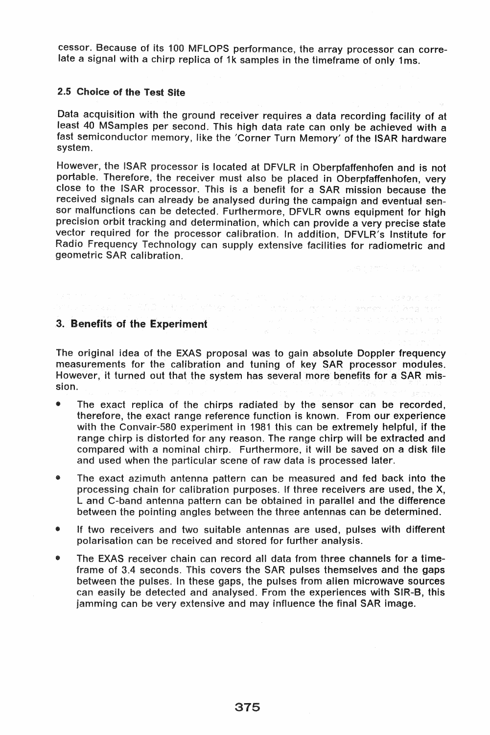cessor. Because of its 100 MFLOPS performance, the array processor can correlate a signal with a chirp replica of 1k samples in the timeframe of only 1ms.

### 2.5 Choice of the Test Site

Data acquisition with the ground receiver requires a data recording facility of at least 40 MSamples per second. This high data rate can only be achieved with a fast semiconductor memory, like the 'Corner Turn Memory' of the ISAR hardware system.

However, the ISAR processor is located at DFVLR in Oberpfaffenhofen and is not portable. Therefore, the receiver must also be placed in Oberpfaffenhofen, very close to the ISAR processor. This is a benefit for a SAR mission because the received signals can already be analysed during the campaign and eventual sensor malfunctions can be detected. Furthermore, DFVLR owns equipment for high precision orbit tracking and determination, which can provide a very precise state vector required for the processor calibration. In addition, DFVLR's Institute for Radio Frequency Technology can supply extensive facilities for radiometric and geometric SAR calibration.

## 3. Benefits of the Experiment

The original idea of the EXAS proposal was to gain absolute Doppler frequency measurements for the calibration and tuning of key SAR processor modules. However, it turned out that the system has several more benefits for a SAR mission.

- The exact replica of the chirps radiated by the sensor can be recorded, therefore, the exact range reference function is known. From our experience with the Convair-580 experiment in 1981 this can be extremely helpful, if the range chirp is distorted for any reason. The range chirp will be extracted and compared with a nominal chirp. Furthermore, it will be saved on a disk file and used when the particular scene of raw data is processed later.
- The exact azimuth antenna pattern can be measured and fed back into the processing chain for calibration purposes. If three receivers are used, the X, L and C-band antenna pattern can be obtained in parallel and the difference between the pointing angles between the three antennas can be determined.
- If two receivers and two suitable antennas are used, pulses with different polarisation can be received and stored for further analysis.
- The EXAS receiver chain can record all data from three channels for a timeframe of 3.4 seconds. This covers the SAR pulses themselves and the gaps between the pulses. In these gaps, the pulses from alien microwave sources can easily be detected and analysed. From the experiences with SIR-B, this jamming can be very extensive and may influence the final SAR image.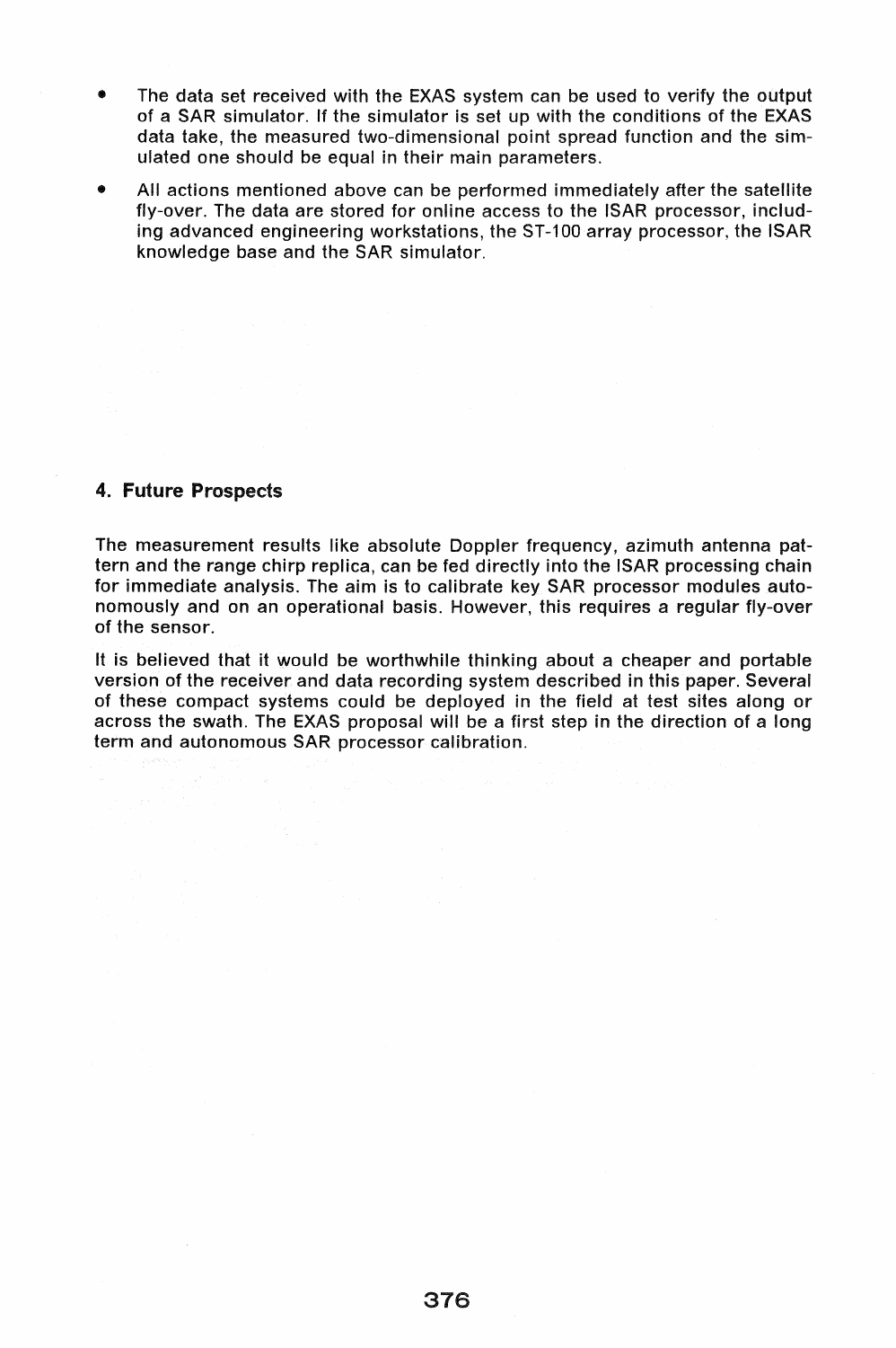- The data set received with the EXAS system can be used to verify the output of a SAR simulator. If the simulator is set up with the conditions of the EXAS data take, the measured two-dimensional point spread function and the simulated one should be equal in their main parameters.
- All actions mentioned above can be performed immediately after the satellite fly-over. The data are stored for online access to the ISAR processor, including advanced engineering workstations, the ST-100 array processor, the ISAR knowledge base and the SAR simulator.

## 4. Future Prospects

The measurement results like absolute Doppler frequency, azimuth antenna pattern and the range chirp replica, can be fed directly into the ISAR processing chain for immediate analysis. The aim is to calibrate key SAR processor modules autonomously and on an operational basis. However, this requires a regular fly-over of the sensor.

It is believed that it would be worthwhile thinking about a cheaper and portable version of the receiver and data recording system described in this paper. Several of these compact systems could be deployed in the field at test sites along or across the swath. The EXAS proposal will be a first step in the direction of a long term and autonomous SAR processor calibration.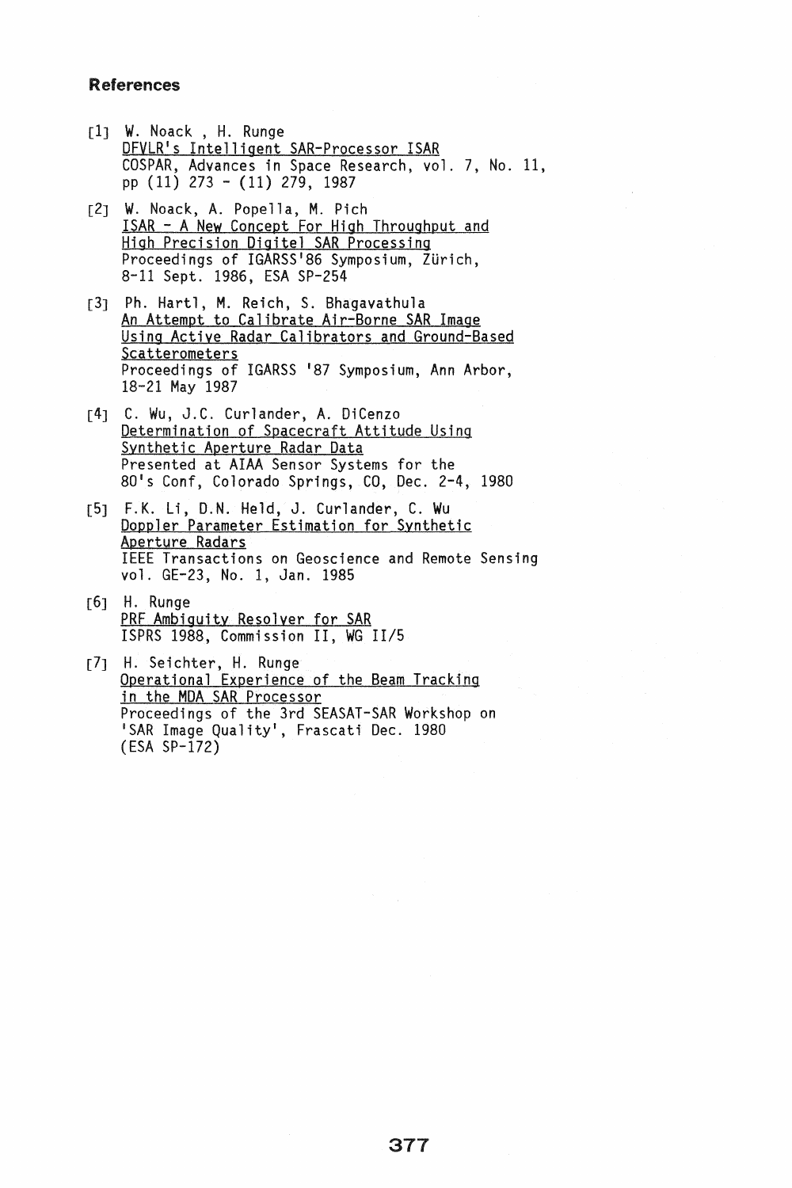### References

[1] W. Noack , H. Runge
DFVLR's Intelligent SAR-Processor ISAR
COSPAR, Advances in Space Research, vol. 7, No. 11, pp (11) 273 - (11) 279, 1987

[2] W. Noack, A. Popella, M. Pich
ISAR - A New Concept For High Throughput and High Precision Digitel SAR Processing
Proceedings of IGARSS'86 Symposium, Zürich, 8-11 Sept. 1986, ESA SP-254

[3] Ph. Hartl, M. Reich, S. Bhagavathula
An Attempt to Calibrate Air-Borne SAR Image Using Active Radar Calibrators and Ground-Based Scatterometers
Proceedings of IGARSS '87 Symposium, Ann Arbor, 18-21 May 1987

[4] C. Wu, J.C. Curlander, A. DiCenzo
Determination of Spacecraft Attitude Using Synthetic Aperture Radar Data
Presented at AIAA Sensor Systems for the 80's Conf, Colorado Springs, CO, Dec. 2-4, 1980

[5] F.K. Li, D.N. Held, J. Curlander, C. Wu
Doppler Parameter Estimation for Synthetic Aperture Radars
IEEE Transactions on Geoscience and Remote Sensing vol. GE-23, No. 1, Jan. 1985

[6] H. Runge
PRF Ambiguity Resolver for SAR
ISPRS 1988, Commission II, WG II/5

[7] H. Seichter, H. Runge
Operational Experience of the Beam Tracking in the MDA SAR Processor
Proceedings of the 3rd SEASAT-SAR Workshop on 'SAR Image Quality', Frascati Dec. 1980 (ESA SP-172)